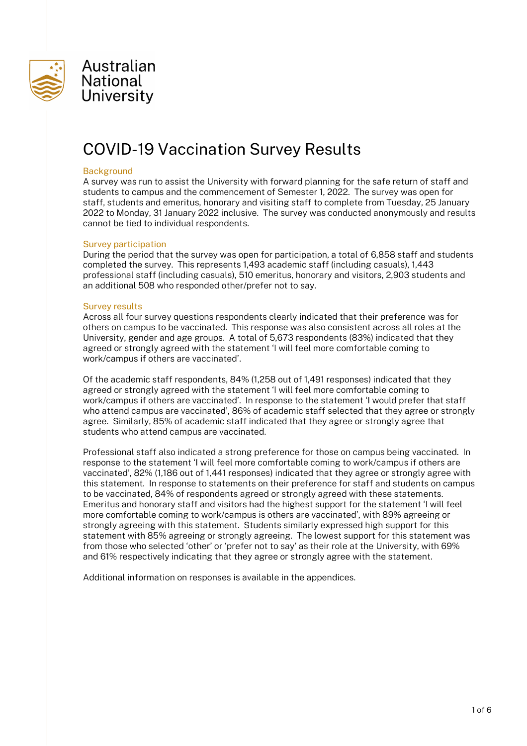Australian National University

# COVID-19 Vaccination Survey Results

## Background

A survey was run to assist the University with forward planning for the safe return of staff and students to campus and the commencement of Semester 1, 2022. The survey was open for staff, students and emeritus, honorary and visiting staff to complete from Tuesday, 25 January 2022 to Monday, 31 January 2022 inclusive. The survey was conducted anonymously and results cannot be tied to individual respondents.

## Survey participation

During the period that the survey was open for participation, a total of 6,858 staff and students completed the survey. This represents 1,493 academic staff (including casuals), 1,443 professional staff (including casuals), 510 emeritus, honorary and visitors, 2,903 students and an additional 508 who responded other/prefer not to say.

## Survey results

Across all four survey questions respondents clearly indicated that their preference was for others on campus to be vaccinated. This response was also consistent across all roles at the University, gender and age groups. A total of 5,673 respondents (83%) indicated that they agreed or strongly agreed with the statement 'I will feel more comfortable coming to work/campus if others are vaccinated'.

Of the academic staff respondents, 84% (1,258 out of 1,491 responses) indicated that they agreed or strongly agreed with the statement 'I will feel more comfortable coming to work/campus if others are vaccinated'. In response to the statement 'I would prefer that staff who attend campus are vaccinated', 86% of academic staff selected that they agree or strongly agree. Similarly, 85% of academic staff indicated that they agree or strongly agree that students who attend campus are vaccinated.

Professional staff also indicated a strong preference for those on campus being vaccinated. In response to the statement 'I will feel more comfortable coming to work/campus if others are vaccinated', 82% (1,186 out of 1,441 responses) indicated that they agree or strongly agree with this statement. In response to statements on their preference for staff and students on campus to be vaccinated, 84% of respondents agreed or strongly agreed with these statements. Emeritus and honorary staff and visitors had the highest support for the statement 'I will feel more comfortable coming to work/campus is others are vaccinated', with 89% agreeing or strongly agreeing with this statement. Students similarly expressed high support for this statement with 85% agreeing or strongly agreeing. The lowest support for this statement was from those who selected 'other' or 'prefer not to say' as their role at the University, with 69% and 61% respectively indicating that they agree or strongly agree with the statement.

Additional information on responses is available in the appendices.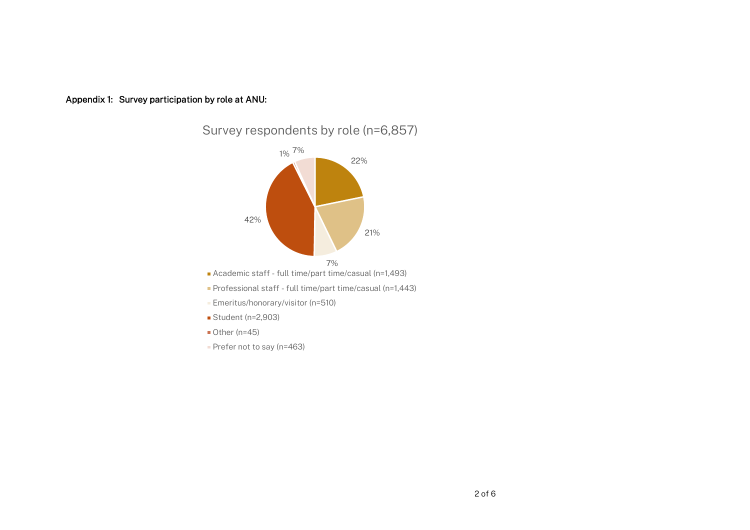**Appendix 1: Survey participation by role at ANU:**

Survey respondents by role (n=6,857)

| Role | n | % |
|---|---|---|
| Academic staff - full time/part time/casual | 1,493 | 22% |
| Professional staff - full time/part time/casual | 1,443 | 21% |
| Emeritus/honorary/visitor | 510 | 7% |
| Student | 2,903 | 42% |
| Other | 45 | 1% |
| Prefer not to say | 463 | 7% |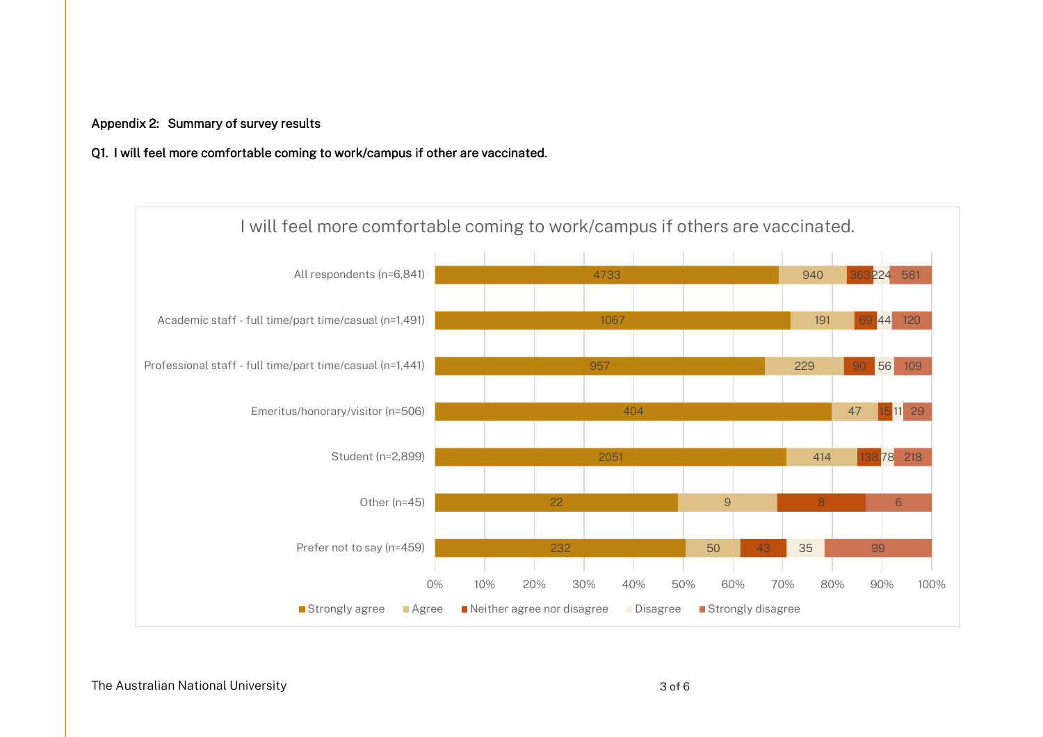**Appendix 2: Summary of survey results**

**Q1. I will feel more comfortable coming to work/campus if other are vaccinated.**

I will feel more comfortable coming to work/campus if others are vaccinated.

| Group | Strongly agree | Agree | Neither agree nor disagree | Disagree | Strongly disagree |
|---|---|---|---|---|---|
| All respondents (n=6,841) | 4733 | 940 | 363 | 224 | 581 |
| Academic staff - full time/part time/casual (n=1,491) | 1067 | 191 | 69 | 44 | 120 |
| Professional staff - full time/part time/casual (n=1,441) | 957 | 229 | 90 | 56 | 109 |
| Emeritus/honorary/visitor (n=506) | 404 | 47 | 15 | 11 | 29 |
| Student (n=2,899) | 2051 | 414 | 138 | 78 | 218 |
| Other (n=45) | 22 | 9 | 8 | | 6 |
| Prefer not to say (n=459) | 232 | 50 | 43 | 35 | 99 |

The Australian National University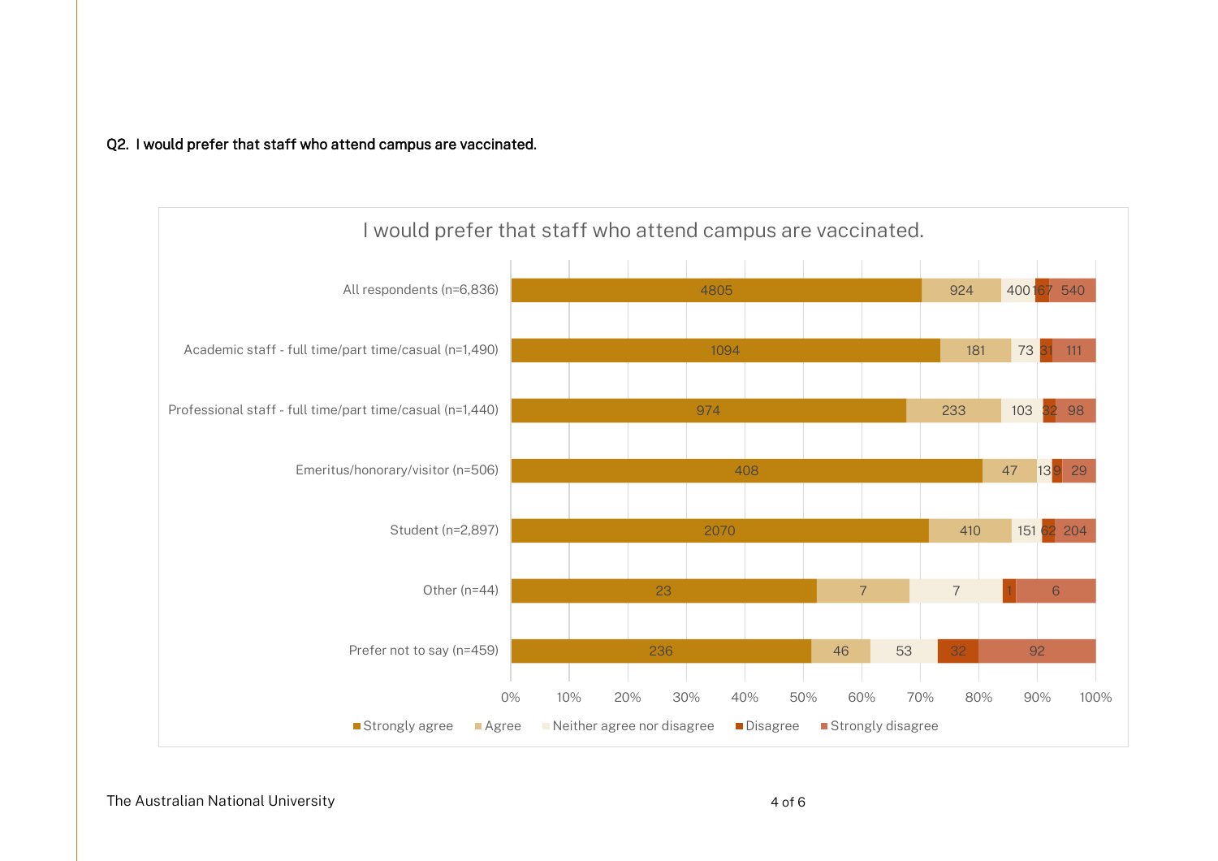**Q2. I would prefer that staff who attend campus are vaccinated.**

I would prefer that staff who attend campus are vaccinated.

| | Strongly agree | Agree | Neither agree nor disagree | Disagree | Strongly disagree |
|---|---|---|---|---|---|
| All respondents (n=6,836) | 4805 | 924 | 400 | 167 | 540 |
| Academic staff - full time/part time/casual (n=1,490) | 1094 | 181 | 73 | 31 | 111 |
| Professional staff - full time/part time/casual (n=1,440) | 974 | 233 | 103 | 32 | 98 |
| Emeritus/honorary/visitor (n=506) | 408 | 47 | 13 | 9 | 29 |
| Student (n=2,897) | 2070 | 410 | 151 | 62 | 204 |
| Other (n=44) | 23 | 7 | 7 | 1 | 6 |
| Prefer not to say (n=459) | 236 | 46 | 53 | 32 | 92 |

The Australian National University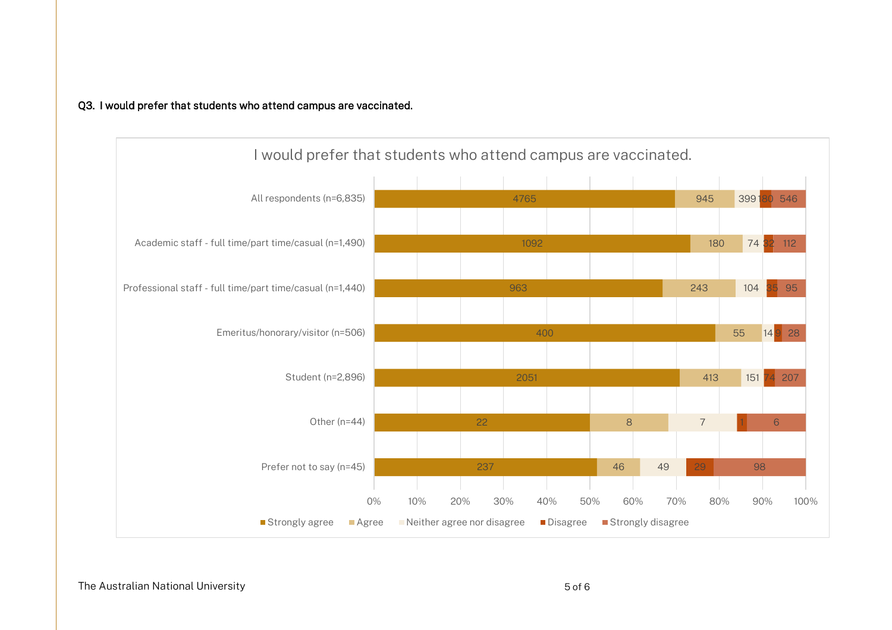**Q3. I would prefer that students who attend campus are vaccinated.**

I would prefer that students who attend campus are vaccinated.

| | Strongly agree | Agree | Neither agree nor disagree | Disagree | Strongly disagree |
|---|---|---|---|---|---|
| All respondents (n=6,835) | 4765 | 945 | 399 | 180 | 546 |
| Academic staff - full time/part time/casual (n=1,490) | 1092 | 180 | 74 | 32 | 112 |
| Professional staff - full time/part time/casual (n=1,440) | 963 | 243 | 104 | 35 | 95 |
| Emeritus/honorary/visitor (n=506) | 400 | 55 | 14 | 9 | 28 |
| Student (n=2,896) | 2051 | 413 | 151 | 74 | 207 |
| Other (n=44) | 22 | 8 | 7 | 1 | 6 |
| Prefer not to say (n=45) | 237 | 46 | 49 | 29 | 98 |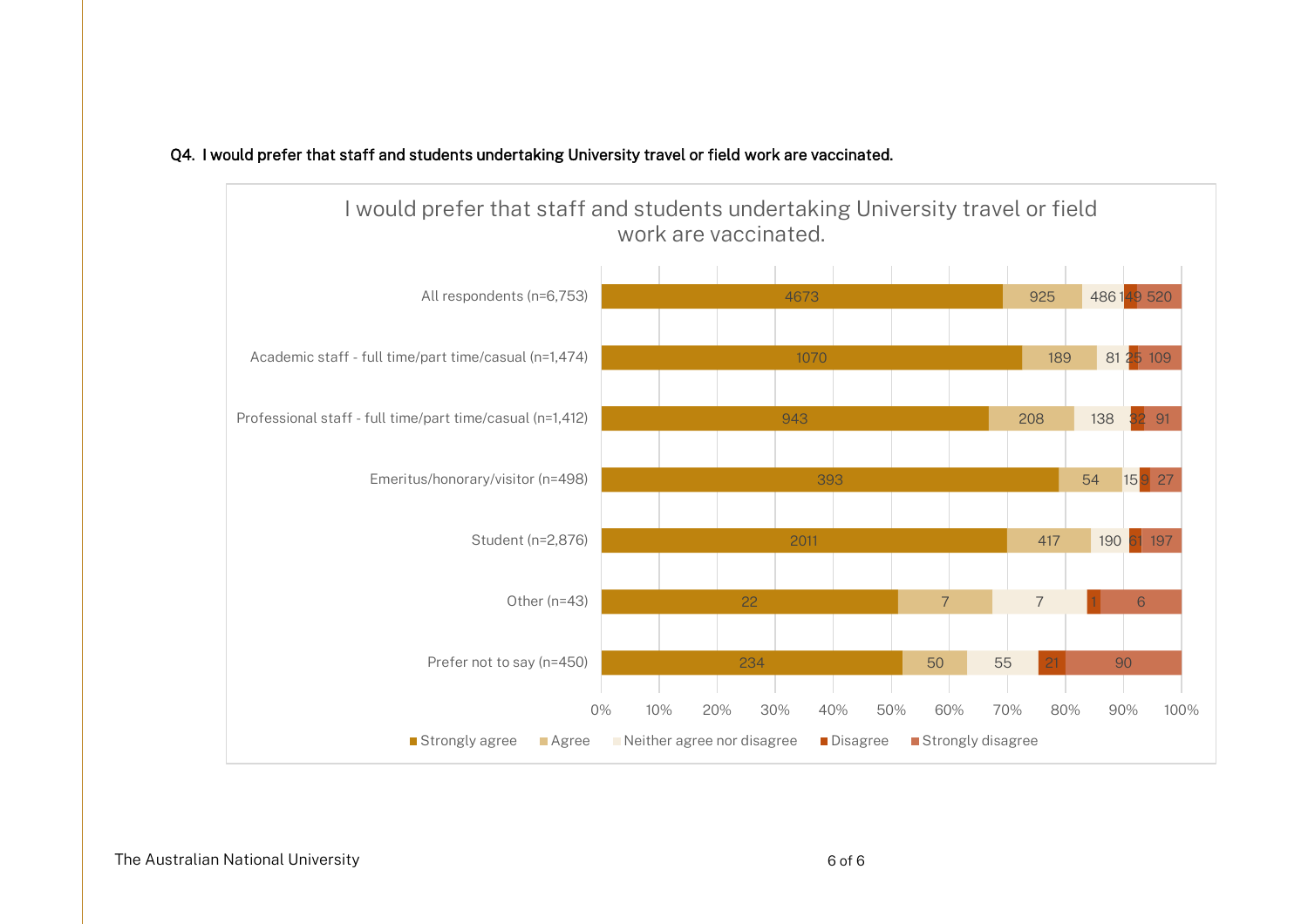**Q4. I would prefer that staff and students undertaking University travel or field work are vaccinated.**

I would prefer that staff and students undertaking University travel or field work are vaccinated.

All respondents (n=6,753): 4673, 925, 486, 149, 520

Academic staff - full time/part time/casual (n=1,474): 1070, 189, 81, 25, 109

Professional staff - full time/part time/casual (n=1,412): 943, 208, 138, 32, 91

Emeritus/honorary/visitor (n=498): 393, 54, 15, 9, 27

Student (n=2,876): 2011, 417, 190, 61, 197

Other (n=43): 22, 7, 7, 1, 6

Prefer not to say (n=450): 234, 50, 55, 21, 90

0% 10% 20% 30% 40% 50% 60% 70% 80% 90% 100%

Strongly agree, Agree, Neither agree nor disagree, Disagree, Strongly disagree

The Australian National University